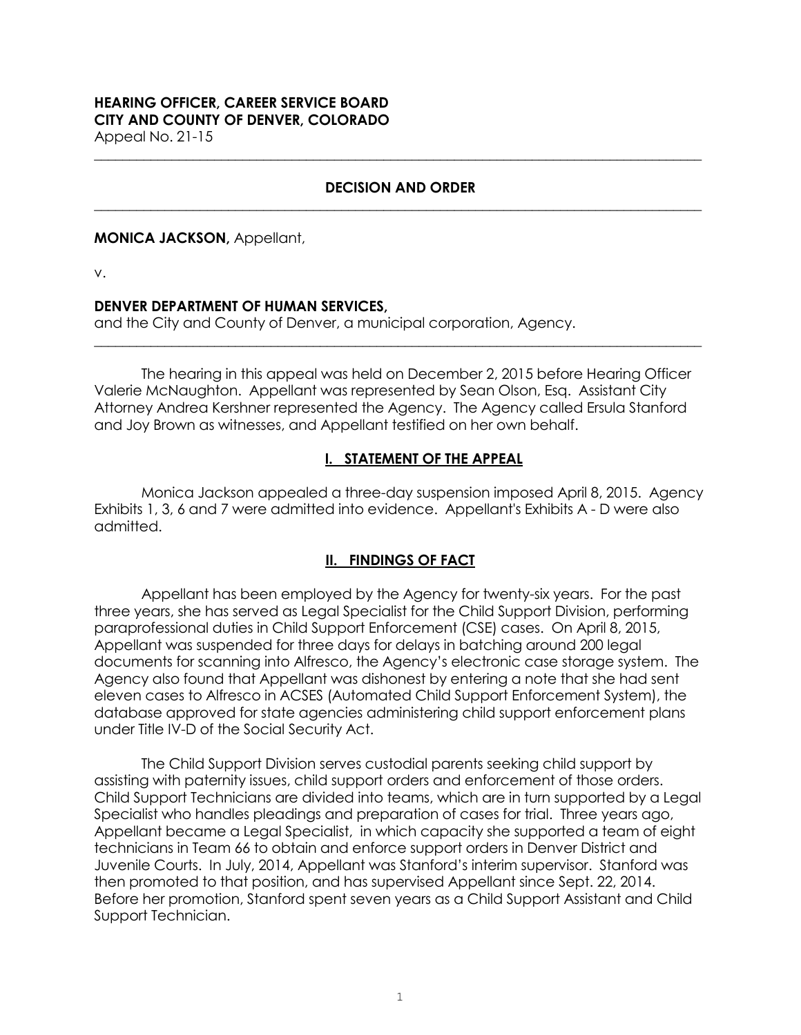**HEARING OFFICER, CAREER SERVICE BOARD**
**CITY AND COUNTY OF DENVER, COLORADO**
Appeal No. 21-15

---

## DECISION AND ORDER

---

**MONICA JACKSON,** Appellant,

v.

**DENVER DEPARTMENT OF HUMAN SERVICES,**
and the City and County of Denver, a municipal corporation, Agency.

---

The hearing in this appeal was held on December 2, 2015 before Hearing Officer Valerie McNaughton. Appellant was represented by Sean Olson, Esq. Assistant City Attorney Andrea Kershner represented the Agency. The Agency called Ersula Stanford and Joy Brown as witnesses, and Appellant testified on her own behalf.

## I. STATEMENT OF THE APPEAL

Monica Jackson appealed a three-day suspension imposed April 8, 2015. Agency Exhibits 1, 3, 6 and 7 were admitted into evidence. Appellant's Exhibits A - D were also admitted.

## II. FINDINGS OF FACT

Appellant has been employed by the Agency for twenty-six years. For the past three years, she has served as Legal Specialist for the Child Support Division, performing paraprofessional duties in Child Support Enforcement (CSE) cases. On April 8, 2015, Appellant was suspended for three days for delays in batching around 200 legal documents for scanning into Alfresco, the Agency's electronic case storage system. The Agency also found that Appellant was dishonest by entering a note that she had sent eleven cases to Alfresco in ACSES (Automated Child Support Enforcement System), the database approved for state agencies administering child support enforcement plans under Title IV-D of the Social Security Act.

The Child Support Division serves custodial parents seeking child support by assisting with paternity issues, child support orders and enforcement of those orders. Child Support Technicians are divided into teams, which are in turn supported by a Legal Specialist who handles pleadings and preparation of cases for trial. Three years ago, Appellant became a Legal Specialist, in which capacity she supported a team of eight technicians in Team 66 to obtain and enforce support orders in Denver District and Juvenile Courts. In July, 2014, Appellant was Stanford's interim supervisor. Stanford was then promoted to that position, and has supervised Appellant since Sept. 22, 2014. Before her promotion, Stanford spent seven years as a Child Support Assistant and Child Support Technician.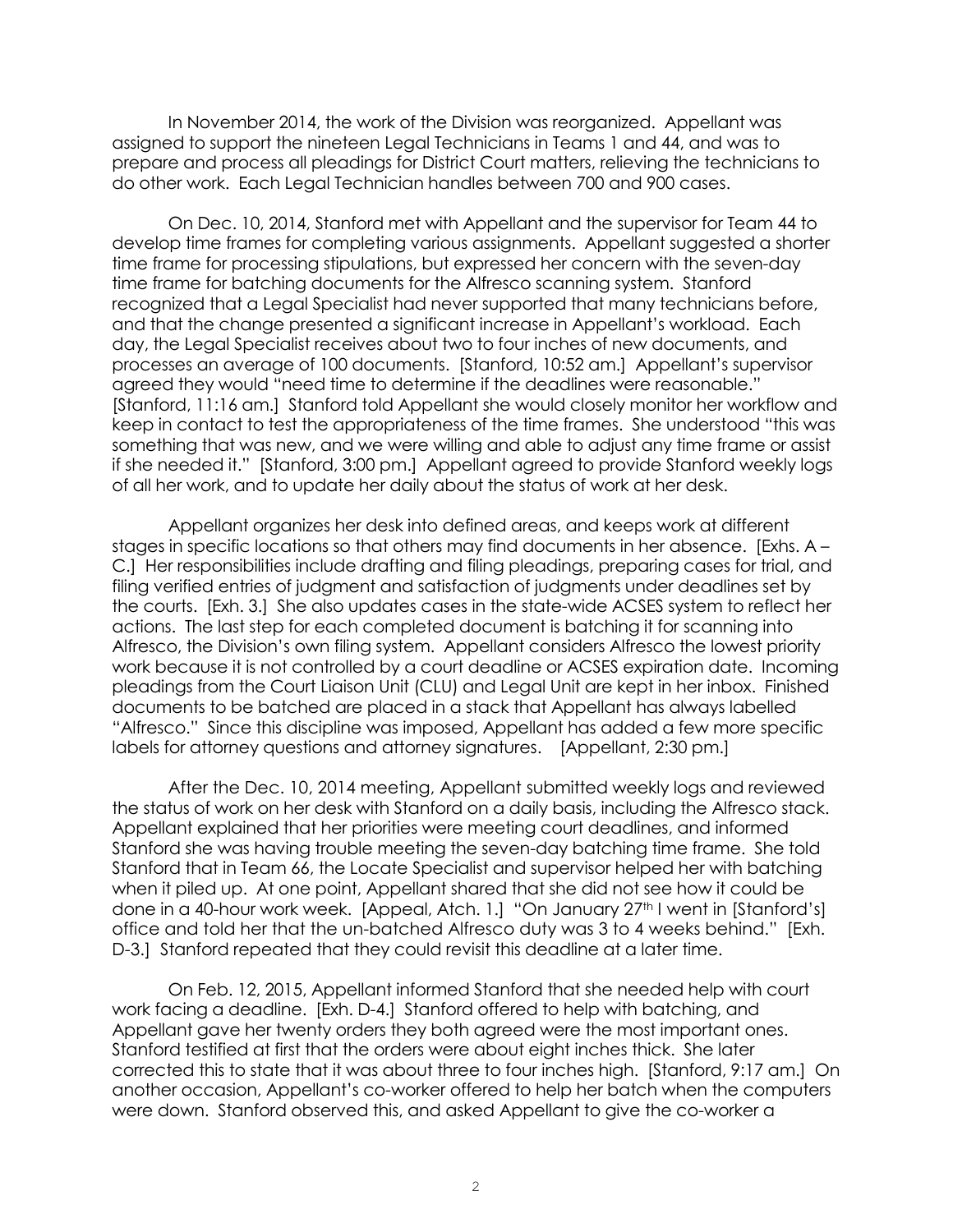In November 2014, the work of the Division was reorganized. Appellant was assigned to support the nineteen Legal Technicians in Teams 1 and 44, and was to prepare and process all pleadings for District Court matters, relieving the technicians to do other work. Each Legal Technician handles between 700 and 900 cases.

On Dec. 10, 2014, Stanford met with Appellant and the supervisor for Team 44 to develop time frames for completing various assignments. Appellant suggested a shorter time frame for processing stipulations, but expressed her concern with the seven-day time frame for batching documents for the Alfresco scanning system. Stanford recognized that a Legal Specialist had never supported that many technicians before, and that the change presented a significant increase in Appellant's workload. Each day, the Legal Specialist receives about two to four inches of new documents, and processes an average of 100 documents. [Stanford, 10:52 am.] Appellant's supervisor agreed they would "need time to determine if the deadlines were reasonable." [Stanford, 11:16 am.] Stanford told Appellant she would closely monitor her workflow and keep in contact to test the appropriateness of the time frames. She understood "this was something that was new, and we were willing and able to adjust any time frame or assist if she needed it." [Stanford, 3:00 pm.] Appellant agreed to provide Stanford weekly logs of all her work, and to update her daily about the status of work at her desk.

Appellant organizes her desk into defined areas, and keeps work at different stages in specific locations so that others may find documents in her absence. [Exhs. A – C.] Her responsibilities include drafting and filing pleadings, preparing cases for trial, and filing verified entries of judgment and satisfaction of judgments under deadlines set by the courts. [Exh. 3.] She also updates cases in the state-wide ACSES system to reflect her actions. The last step for each completed document is batching it for scanning into Alfresco, the Division's own filing system. Appellant considers Alfresco the lowest priority work because it is not controlled by a court deadline or ACSES expiration date. Incoming pleadings from the Court Liaison Unit (CLU) and Legal Unit are kept in her inbox. Finished documents to be batched are placed in a stack that Appellant has always labelled "Alfresco." Since this discipline was imposed, Appellant has added a few more specific labels for attorney questions and attorney signatures. [Appellant, 2:30 pm.]

After the Dec. 10, 2014 meeting, Appellant submitted weekly logs and reviewed the status of work on her desk with Stanford on a daily basis, including the Alfresco stack. Appellant explained that her priorities were meeting court deadlines, and informed Stanford she was having trouble meeting the seven-day batching time frame. She told Stanford that in Team 66, the Locate Specialist and supervisor helped her with batching when it piled up. At one point, Appellant shared that she did not see how it could be done in a 40-hour work week. [Appeal, Atch. 1.] "On January 27th I went in [Stanford's] office and told her that the un-batched Alfresco duty was 3 to 4 weeks behind." [Exh. D-3.] Stanford repeated that they could revisit this deadline at a later time.

On Feb. 12, 2015, Appellant informed Stanford that she needed help with court work facing a deadline. [Exh. D-4.] Stanford offered to help with batching, and Appellant gave her twenty orders they both agreed were the most important ones. Stanford testified at first that the orders were about eight inches thick. She later corrected this to state that it was about three to four inches high. [Stanford, 9:17 am.] On another occasion, Appellant's co-worker offered to help her batch when the computers were down. Stanford observed this, and asked Appellant to give the co-worker a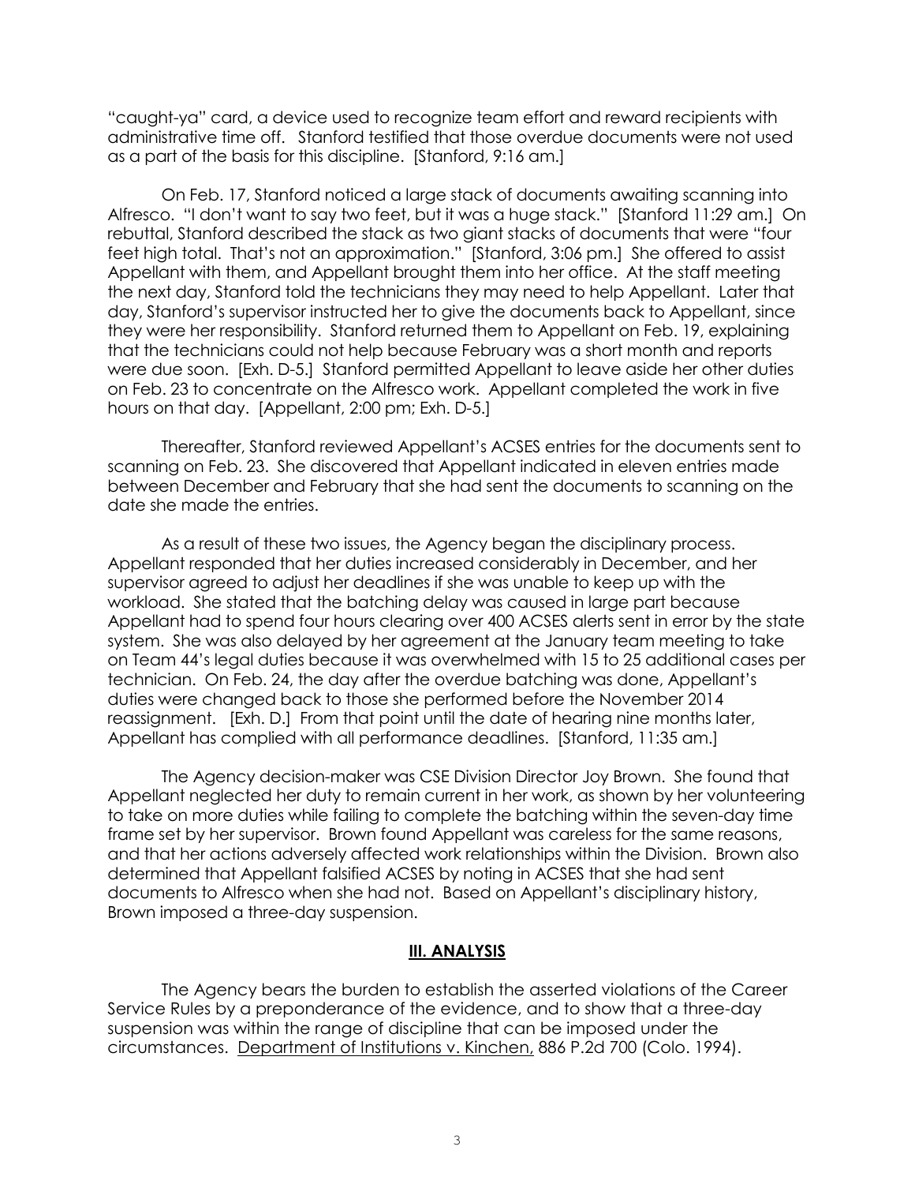"caught-ya" card, a device used to recognize team effort and reward recipients with administrative time off. Stanford testified that those overdue documents were not used as a part of the basis for this discipline. [Stanford, 9:16 am.]

On Feb. 17, Stanford noticed a large stack of documents awaiting scanning into Alfresco. "I don't want to say two feet, but it was a huge stack." [Stanford 11:29 am.] On rebuttal, Stanford described the stack as two giant stacks of documents that were "four feet high total. That's not an approximation." [Stanford, 3:06 pm.] She offered to assist Appellant with them, and Appellant brought them into her office. At the staff meeting the next day, Stanford told the technicians they may need to help Appellant. Later that day, Stanford's supervisor instructed her to give the documents back to Appellant, since they were her responsibility. Stanford returned them to Appellant on Feb. 19, explaining that the technicians could not help because February was a short month and reports were due soon. [Exh. D-5.] Stanford permitted Appellant to leave aside her other duties on Feb. 23 to concentrate on the Alfresco work. Appellant completed the work in five hours on that day. [Appellant, 2:00 pm; Exh. D-5.]

Thereafter, Stanford reviewed Appellant's ACSES entries for the documents sent to scanning on Feb. 23. She discovered that Appellant indicated in eleven entries made between December and February that she had sent the documents to scanning on the date she made the entries.

As a result of these two issues, the Agency began the disciplinary process. Appellant responded that her duties increased considerably in December, and her supervisor agreed to adjust her deadlines if she was unable to keep up with the workload. She stated that the batching delay was caused in large part because Appellant had to spend four hours clearing over 400 ACSES alerts sent in error by the state system. She was also delayed by her agreement at the January team meeting to take on Team 44's legal duties because it was overwhelmed with 15 to 25 additional cases per technician. On Feb. 24, the day after the overdue batching was done, Appellant's duties were changed back to those she performed before the November 2014 reassignment. [Exh. D.] From that point until the date of hearing nine months later, Appellant has complied with all performance deadlines. [Stanford, 11:35 am.]

The Agency decision-maker was CSE Division Director Joy Brown. She found that Appellant neglected her duty to remain current in her work, as shown by her volunteering to take on more duties while failing to complete the batching within the seven-day time frame set by her supervisor. Brown found Appellant was careless for the same reasons, and that her actions adversely affected work relationships within the Division. Brown also determined that Appellant falsified ACSES by noting in ACSES that she had sent documents to Alfresco when she had not. Based on Appellant's disciplinary history, Brown imposed a three-day suspension.

## III. ANALYSIS

The Agency bears the burden to establish the asserted violations of the Career Service Rules by a preponderance of the evidence, and to show that a three-day suspension was within the range of discipline that can be imposed under the circumstances. Department of Institutions v. Kinchen, 886 P.2d 700 (Colo. 1994).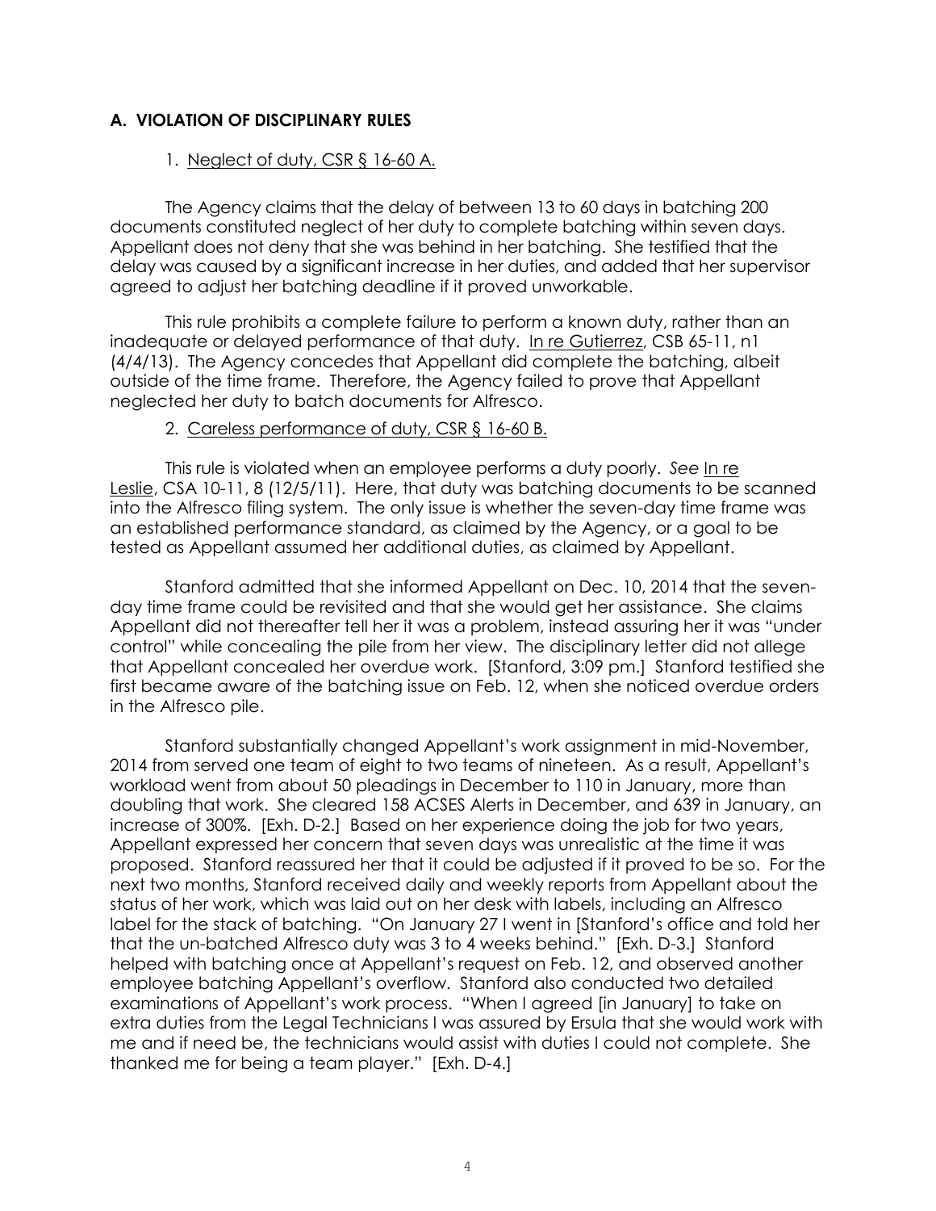### A. VIOLATION OF DISCIPLINARY RULES

1. Neglect of duty, CSR § 16-60 A.

The Agency claims that the delay of between 13 to 60 days in batching 200 documents constituted neglect of her duty to complete batching within seven days. Appellant does not deny that she was behind in her batching. She testified that the delay was caused by a significant increase in her duties, and added that her supervisor agreed to adjust her batching deadline if it proved unworkable.

This rule prohibits a complete failure to perform a known duty, rather than an inadequate or delayed performance of that duty. In re Gutierrez, CSB 65-11, n1 (4/4/13). The Agency concedes that Appellant did complete the batching, albeit outside of the time frame. Therefore, the Agency failed to prove that Appellant neglected her duty to batch documents for Alfresco.

2. Careless performance of duty, CSR § 16-60 B.

This rule is violated when an employee performs a duty poorly. *See* In re Leslie, CSA 10-11, 8 (12/5/11). Here, that duty was batching documents to be scanned into the Alfresco filing system. The only issue is whether the seven-day time frame was an established performance standard, as claimed by the Agency, or a goal to be tested as Appellant assumed her additional duties, as claimed by Appellant.

Stanford admitted that she informed Appellant on Dec. 10, 2014 that the seven-day time frame could be revisited and that she would get her assistance. She claims Appellant did not thereafter tell her it was a problem, instead assuring her it was "under control" while concealing the pile from her view. The disciplinary letter did not allege that Appellant concealed her overdue work. [Stanford, 3:09 pm.] Stanford testified she first became aware of the batching issue on Feb. 12, when she noticed overdue orders in the Alfresco pile.

Stanford substantially changed Appellant's work assignment in mid-November, 2014 from served one team of eight to two teams of nineteen. As a result, Appellant's workload went from about 50 pleadings in December to 110 in January, more than doubling that work. She cleared 158 ACSES Alerts in December, and 639 in January, an increase of 300%. [Exh. D-2.] Based on her experience doing the job for two years, Appellant expressed her concern that seven days was unrealistic at the time it was proposed. Stanford reassured her that it could be adjusted if it proved to be so. For the next two months, Stanford received daily and weekly reports from Appellant about the status of her work, which was laid out on her desk with labels, including an Alfresco label for the stack of batching. "On January 27 I went in [Stanford's office and told her that the un-batched Alfresco duty was 3 to 4 weeks behind." [Exh. D-3.] Stanford helped with batching once at Appellant's request on Feb. 12, and observed another employee batching Appellant's overflow. Stanford also conducted two detailed examinations of Appellant's work process. "When I agreed [in January] to take on extra duties from the Legal Technicians I was assured by Ersula that she would work with me and if need be, the technicians would assist with duties I could not complete. She thanked me for being a team player." [Exh. D-4.]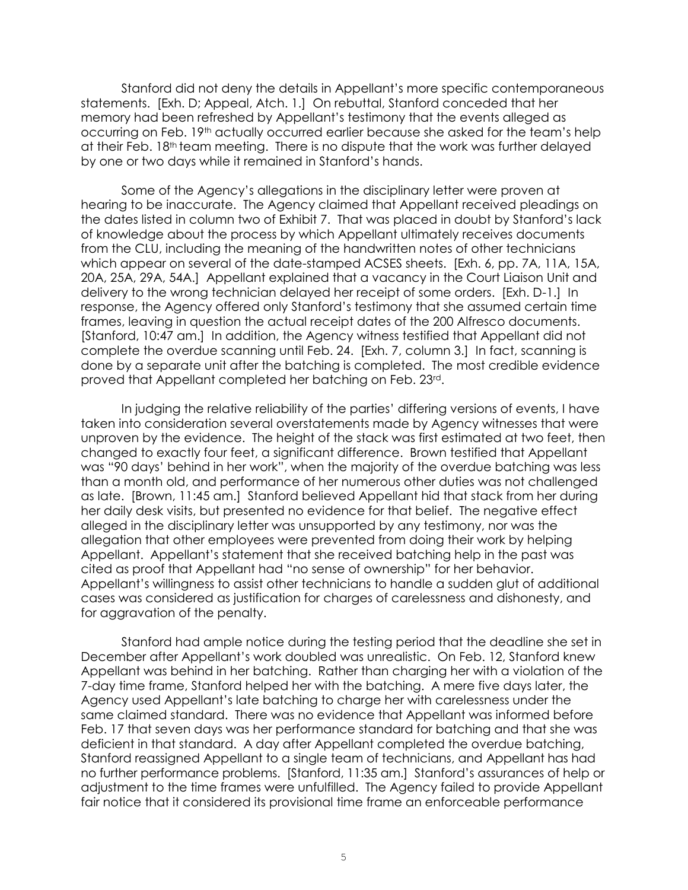Stanford did not deny the details in Appellant's more specific contemporaneous statements. [Exh. D; Appeal, Atch. 1.] On rebuttal, Stanford conceded that her memory had been refreshed by Appellant's testimony that the events alleged as occurring on Feb. 19th actually occurred earlier because she asked for the team's help at their Feb. 18th team meeting. There is no dispute that the work was further delayed by one or two days while it remained in Stanford's hands.

Some of the Agency's allegations in the disciplinary letter were proven at hearing to be inaccurate. The Agency claimed that Appellant received pleadings on the dates listed in column two of Exhibit 7. That was placed in doubt by Stanford's lack of knowledge about the process by which Appellant ultimately receives documents from the CLU, including the meaning of the handwritten notes of other technicians which appear on several of the date-stamped ACSES sheets. [Exh. 6, pp. 7A, 11A, 15A, 20A, 25A, 29A, 54A.] Appellant explained that a vacancy in the Court Liaison Unit and delivery to the wrong technician delayed her receipt of some orders. [Exh. D-1.] In response, the Agency offered only Stanford's testimony that she assumed certain time frames, leaving in question the actual receipt dates of the 200 Alfresco documents. [Stanford, 10:47 am.] In addition, the Agency witness testified that Appellant did not complete the overdue scanning until Feb. 24. [Exh. 7, column 3.] In fact, scanning is done by a separate unit after the batching is completed. The most credible evidence proved that Appellant completed her batching on Feb. 23rd.

In judging the relative reliability of the parties' differing versions of events, I have taken into consideration several overstatements made by Agency witnesses that were unproven by the evidence. The height of the stack was first estimated at two feet, then changed to exactly four feet, a significant difference. Brown testified that Appellant was "90 days' behind in her work", when the majority of the overdue batching was less than a month old, and performance of her numerous other duties was not challenged as late. [Brown, 11:45 am.] Stanford believed Appellant hid that stack from her during her daily desk visits, but presented no evidence for that belief. The negative effect alleged in the disciplinary letter was unsupported by any testimony, nor was the allegation that other employees were prevented from doing their work by helping Appellant. Appellant's statement that she received batching help in the past was cited as proof that Appellant had "no sense of ownership" for her behavior. Appellant's willingness to assist other technicians to handle a sudden glut of additional cases was considered as justification for charges of carelessness and dishonesty, and for aggravation of the penalty.

Stanford had ample notice during the testing period that the deadline she set in December after Appellant's work doubled was unrealistic. On Feb. 12, Stanford knew Appellant was behind in her batching. Rather than charging her with a violation of the 7-day time frame, Stanford helped her with the batching. A mere five days later, the Agency used Appellant's late batching to charge her with carelessness under the same claimed standard. There was no evidence that Appellant was informed before Feb. 17 that seven days was her performance standard for batching and that she was deficient in that standard. A day after Appellant completed the overdue batching, Stanford reassigned Appellant to a single team of technicians, and Appellant has had no further performance problems. [Stanford, 11:35 am.] Stanford's assurances of help or adjustment to the time frames were unfulfilled. The Agency failed to provide Appellant fair notice that it considered its provisional time frame an enforceable performance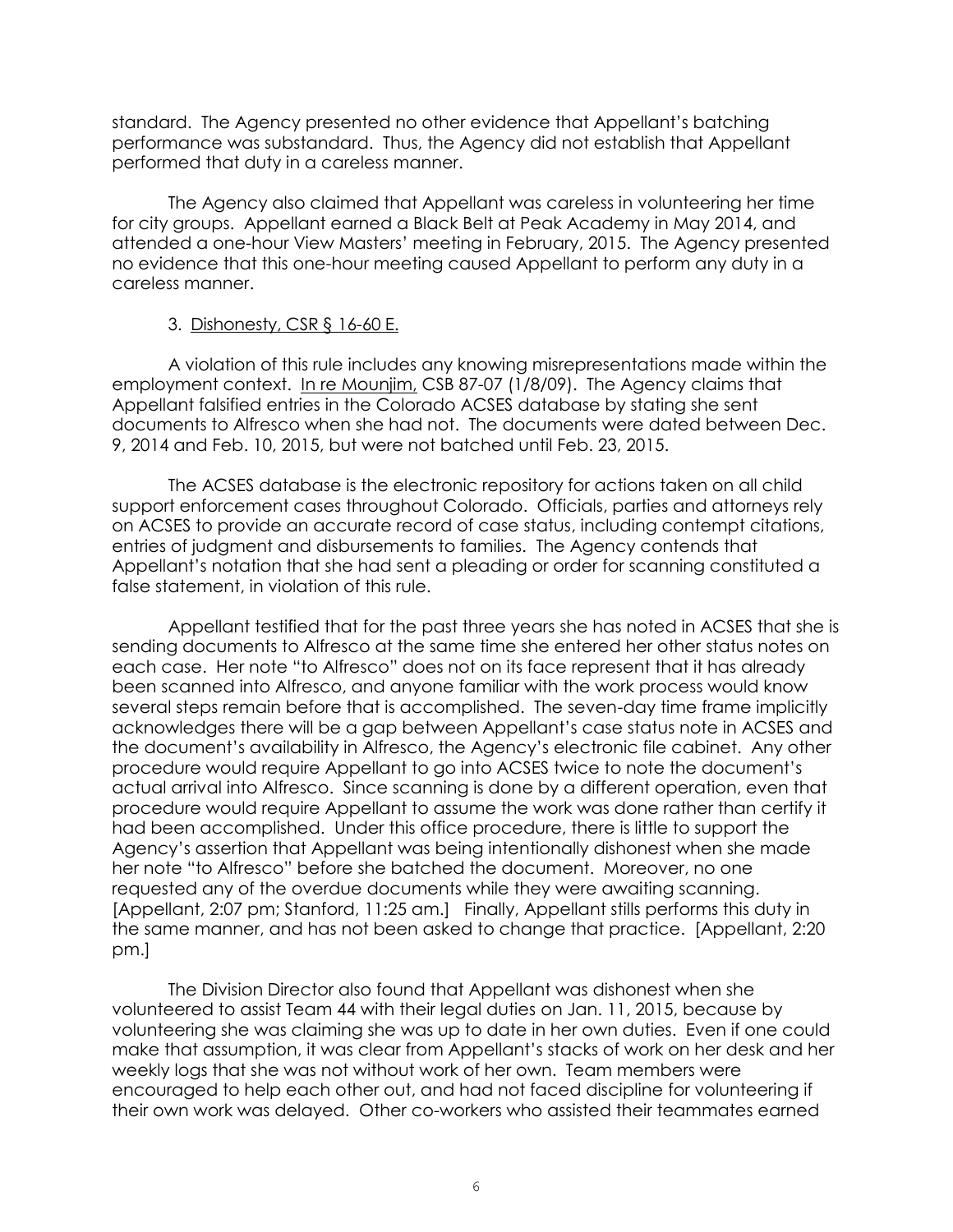standard. The Agency presented no other evidence that Appellant's batching performance was substandard. Thus, the Agency did not establish that Appellant performed that duty in a careless manner.

The Agency also claimed that Appellant was careless in volunteering her time for city groups. Appellant earned a Black Belt at Peak Academy in May 2014, and attended a one-hour View Masters' meeting in February, 2015. The Agency presented no evidence that this one-hour meeting caused Appellant to perform any duty in a careless manner.

3. Dishonesty, CSR § 16-60 E.

A violation of this rule includes any knowing misrepresentations made within the employment context. In re Mounjim, CSB 87-07 (1/8/09). The Agency claims that Appellant falsified entries in the Colorado ACSES database by stating she sent documents to Alfresco when she had not. The documents were dated between Dec. 9, 2014 and Feb. 10, 2015, but were not batched until Feb. 23, 2015.

The ACSES database is the electronic repository for actions taken on all child support enforcement cases throughout Colorado. Officials, parties and attorneys rely on ACSES to provide an accurate record of case status, including contempt citations, entries of judgment and disbursements to families. The Agency contends that Appellant's notation that she had sent a pleading or order for scanning constituted a false statement, in violation of this rule.

Appellant testified that for the past three years she has noted in ACSES that she is sending documents to Alfresco at the same time she entered her other status notes on each case. Her note "to Alfresco" does not on its face represent that it has already been scanned into Alfresco, and anyone familiar with the work process would know several steps remain before that is accomplished. The seven-day time frame implicitly acknowledges there will be a gap between Appellant's case status note in ACSES and the document's availability in Alfresco, the Agency's electronic file cabinet. Any other procedure would require Appellant to go into ACSES twice to note the document's actual arrival into Alfresco. Since scanning is done by a different operation, even that procedure would require Appellant to assume the work was done rather than certify it had been accomplished. Under this office procedure, there is little to support the Agency's assertion that Appellant was being intentionally dishonest when she made her note "to Alfresco" before she batched the document. Moreover, no one requested any of the overdue documents while they were awaiting scanning. [Appellant, 2:07 pm; Stanford, 11:25 am.] Finally, Appellant stills performs this duty in the same manner, and has not been asked to change that practice. [Appellant, 2:20 pm.]

The Division Director also found that Appellant was dishonest when she volunteered to assist Team 44 with their legal duties on Jan. 11, 2015, because by volunteering she was claiming she was up to date in her own duties. Even if one could make that assumption, it was clear from Appellant's stacks of work on her desk and her weekly logs that she was not without work of her own. Team members were encouraged to help each other out, and had not faced discipline for volunteering if their own work was delayed. Other co-workers who assisted their teammates earned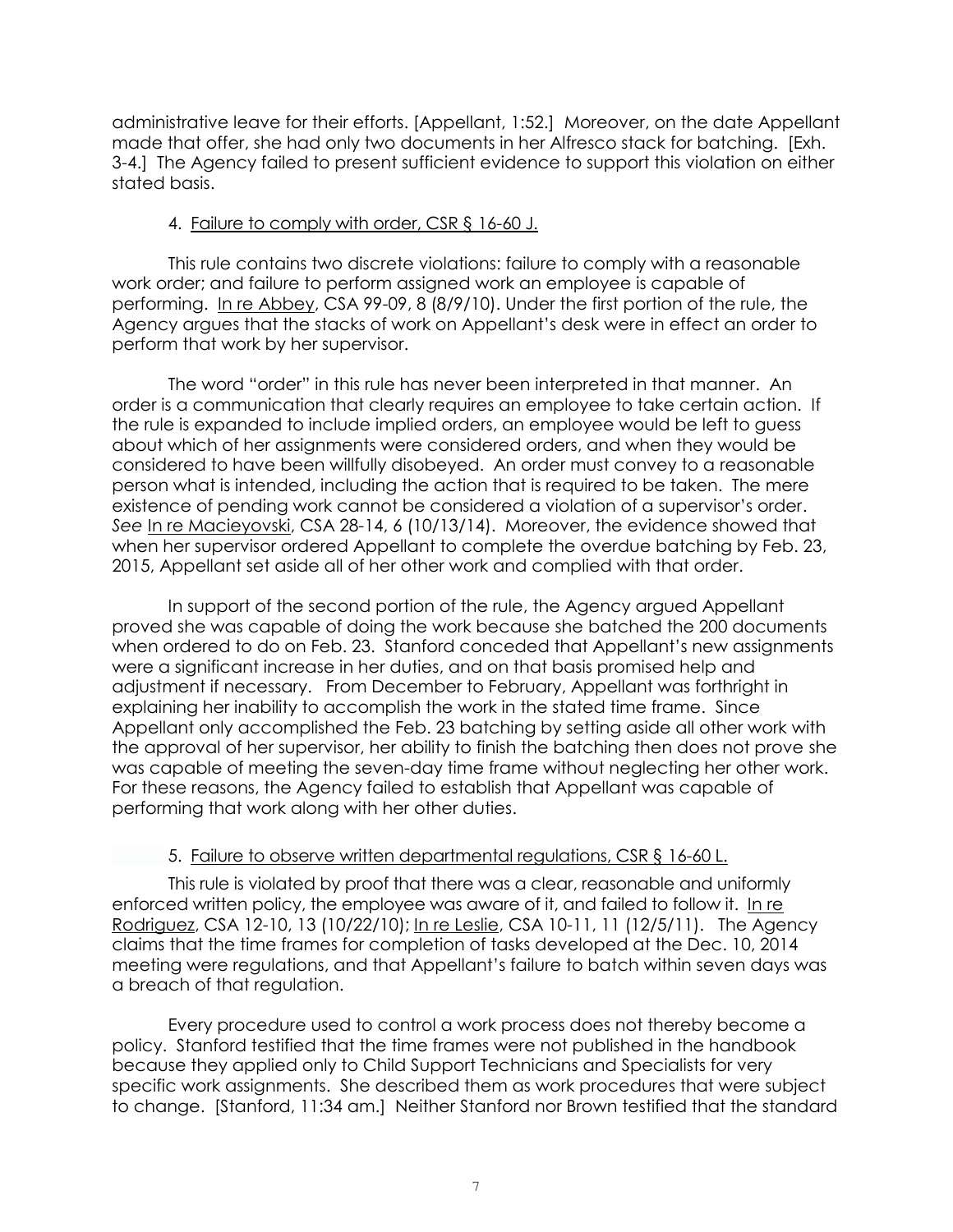administrative leave for their efforts. [Appellant, 1:52.] Moreover, on the date Appellant made that offer, she had only two documents in her Alfresco stack for batching. [Exh. 3-4.] The Agency failed to present sufficient evidence to support this violation on either stated basis.

4. Failure to comply with order, CSR § 16-60 J.

This rule contains two discrete violations: failure to comply with a reasonable work order; and failure to perform assigned work an employee is capable of performing. In re Abbey, CSA 99-09, 8 (8/9/10). Under the first portion of the rule, the Agency argues that the stacks of work on Appellant's desk were in effect an order to perform that work by her supervisor.

The word "order" in this rule has never been interpreted in that manner. An order is a communication that clearly requires an employee to take certain action. If the rule is expanded to include implied orders, an employee would be left to guess about which of her assignments were considered orders, and when they would be considered to have been willfully disobeyed. An order must convey to a reasonable person what is intended, including the action that is required to be taken. The mere existence of pending work cannot be considered a violation of a supervisor's order. *See* In re Macieyovski, CSA 28-14, 6 (10/13/14). Moreover, the evidence showed that when her supervisor ordered Appellant to complete the overdue batching by Feb. 23, 2015, Appellant set aside all of her other work and complied with that order.

In support of the second portion of the rule, the Agency argued Appellant proved she was capable of doing the work because she batched the 200 documents when ordered to do on Feb. 23. Stanford conceded that Appellant's new assignments were a significant increase in her duties, and on that basis promised help and adjustment if necessary. From December to February, Appellant was forthright in explaining her inability to accomplish the work in the stated time frame. Since Appellant only accomplished the Feb. 23 batching by setting aside all other work with the approval of her supervisor, her ability to finish the batching then does not prove she was capable of meeting the seven-day time frame without neglecting her other work. For these reasons, the Agency failed to establish that Appellant was capable of performing that work along with her other duties.

5. Failure to observe written departmental regulations, CSR § 16-60 L.

This rule is violated by proof that there was a clear, reasonable and uniformly enforced written policy, the employee was aware of it, and failed to follow it. In re Rodriguez, CSA 12-10, 13 (10/22/10); In re Leslie, CSA 10-11, 11 (12/5/11). The Agency claims that the time frames for completion of tasks developed at the Dec. 10, 2014 meeting were regulations, and that Appellant's failure to batch within seven days was a breach of that regulation.

Every procedure used to control a work process does not thereby become a policy. Stanford testified that the time frames were not published in the handbook because they applied only to Child Support Technicians and Specialists for very specific work assignments. She described them as work procedures that were subject to change. [Stanford, 11:34 am.] Neither Stanford nor Brown testified that the standard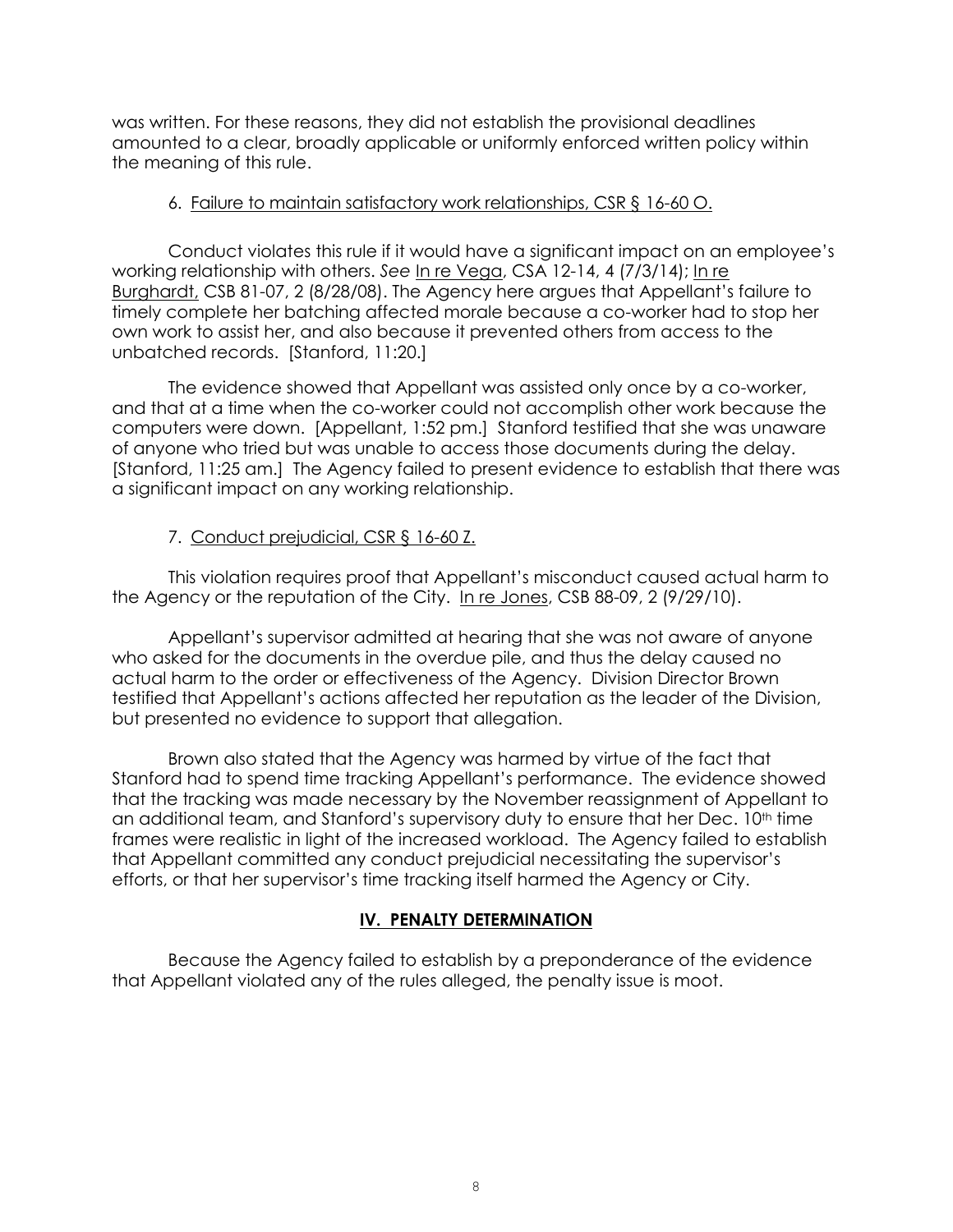was written. For these reasons, they did not establish the provisional deadlines amounted to a clear, broadly applicable or uniformly enforced written policy within the meaning of this rule.

6. Failure to maintain satisfactory work relationships, CSR § 16-60 O.

Conduct violates this rule if it would have a significant impact on an employee's working relationship with others. *See* In re Vega, CSA 12-14, 4 (7/3/14); In re Burghardt, CSB 81-07, 2 (8/28/08). The Agency here argues that Appellant's failure to timely complete her batching affected morale because a co-worker had to stop her own work to assist her, and also because it prevented others from access to the unbatched records. [Stanford, 11:20.]

The evidence showed that Appellant was assisted only once by a co-worker, and that at a time when the co-worker could not accomplish other work because the computers were down. [Appellant, 1:52 pm.] Stanford testified that she was unaware of anyone who tried but was unable to access those documents during the delay. [Stanford, 11:25 am.] The Agency failed to present evidence to establish that there was a significant impact on any working relationship.

7. Conduct prejudicial, CSR § 16-60 Z.

This violation requires proof that Appellant's misconduct caused actual harm to the Agency or the reputation of the City. In re Jones, CSB 88-09, 2 (9/29/10).

Appellant's supervisor admitted at hearing that she was not aware of anyone who asked for the documents in the overdue pile, and thus the delay caused no actual harm to the order or effectiveness of the Agency. Division Director Brown testified that Appellant's actions affected her reputation as the leader of the Division, but presented no evidence to support that allegation.

Brown also stated that the Agency was harmed by virtue of the fact that Stanford had to spend time tracking Appellant's performance. The evidence showed that the tracking was made necessary by the November reassignment of Appellant to an additional team, and Stanford's supervisory duty to ensure that her Dec. 10th time frames were realistic in light of the increased workload. The Agency failed to establish that Appellant committed any conduct prejudicial necessitating the supervisor's efforts, or that her supervisor's time tracking itself harmed the Agency or City.

## IV. PENALTY DETERMINATION

Because the Agency failed to establish by a preponderance of the evidence that Appellant violated any of the rules alleged, the penalty issue is moot.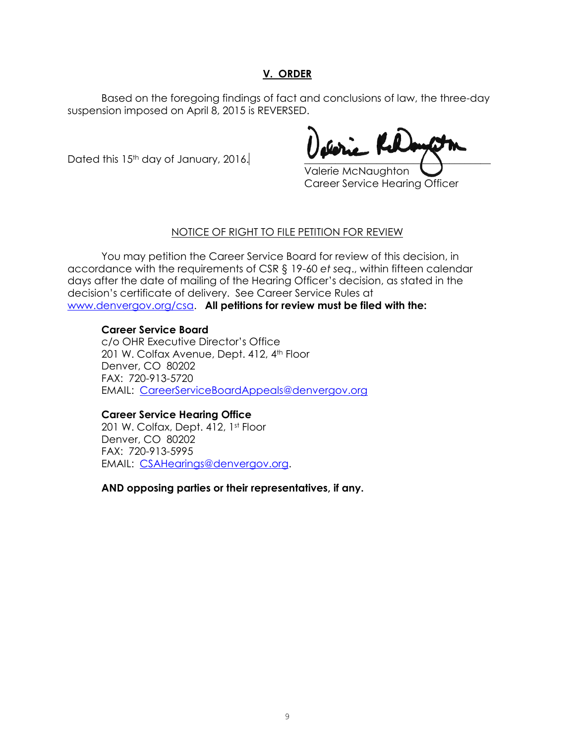## V. ORDER

Based on the foregoing findings of fact and conclusions of law, the three-day suspension imposed on April 8, 2015 is REVERSED.

Dated this 15th day of January, 2016.

Valerie McNaughton
Career Service Hearing Officer

NOTICE OF RIGHT TO FILE PETITION FOR REVIEW

You may petition the Career Service Board for review of this decision, in accordance with the requirements of CSR § 19-60 *et seq*., within fifteen calendar days after the date of mailing of the Hearing Officer's decision, as stated in the decision's certificate of delivery. See Career Service Rules at www.denvergov.org/csa. **All petitions for review must be filed with the:**

**Career Service Board**
c/o OHR Executive Director's Office
201 W. Colfax Avenue, Dept. 412, 4th Floor
Denver, CO 80202
FAX: 720-913-5720
EMAIL: CareerServiceBoardAppeals@denvergov.org

**Career Service Hearing Office**
201 W. Colfax, Dept. 412, 1st Floor
Denver, CO 80202
FAX: 720-913-5995
EMAIL: CSAHearings@denvergov.org.

**AND opposing parties or their representatives, if any.**